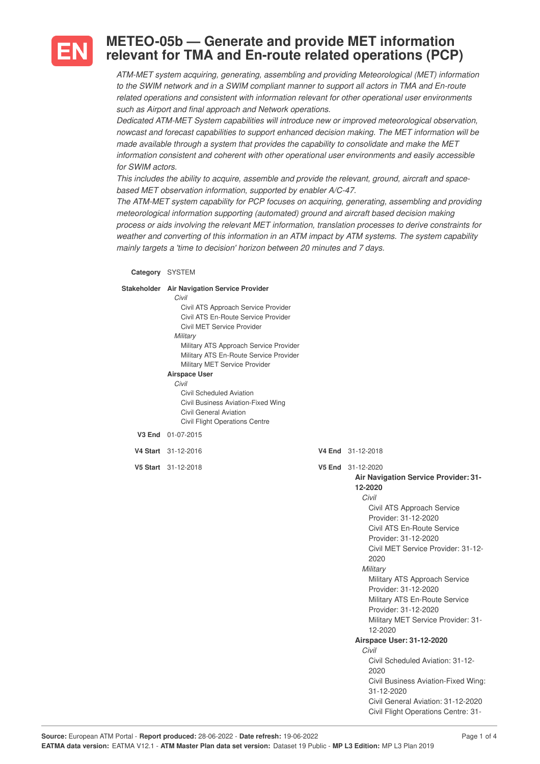# EN METEO-05b — Generate and provide MET information relevant for TMA and En-route related operations (PCP)

*ATM-MET system acquiring, generating, assembling and providing Meteorological (MET) information to the SWIM network and in a SWIM compliant manner to support all actors in TMA and En-route related operations and consistent with information relevant for other operational user environments such as Airport and final approach and Network operations.*
*Dedicated ATM-MET System capabilities will introduce new or improved meteorological observation, nowcast and forecast capabilities to support enhanced decision making. The MET information will be made available through a system that provides the capability to consolidate and make the MET information consistent and coherent with other operational user environments and easily accessible for SWIM actors.*
*This includes the ability to acquire, assemble and provide the relevant, ground, aircraft and space-based MET observation information, supported by enabler A/C-47.*
*The ATM-MET system capability for PCP focuses on acquiring, generating, assembling and providing meteorological information supporting (automated) ground and aircraft based decision making process or aids involving the relevant MET information, translation processes to derive constraints for weather and converting of this information in an ATM impact by ATM systems. The system capability mainly targets a 'time to decision' horizon between 20 minutes and 7 days.*

**Category** SYSTEM

**Stakeholder**

**Air Navigation Service Provider**
- *Civil*
  - Civil ATS Approach Service Provider
  - Civil ATS En-Route Service Provider
  - Civil MET Service Provider
- *Military*
  - Military ATS Approach Service Provider
  - Military ATS En-Route Service Provider
  - Military MET Service Provider

**Airspace User**
- *Civil*
  - Civil Scheduled Aviation
  - Civil Business Aviation-Fixed Wing
  - Civil General Aviation
  - Civil Flight Operations Centre

**V3 End** 01-07-2015

**V4 Start** 31-12-2016 **V4 End** 31-12-2018

**V5 Start** 31-12-2018 **V5 End** 31-12-2020

**Air Navigation Service Provider: 31-12-2020**
- *Civil*
  - Civil ATS Approach Service Provider: 31-12-2020
  - Civil ATS En-Route Service Provider: 31-12-2020
  - Civil MET Service Provider: 31-12-2020
- *Military*
  - Military ATS Approach Service Provider: 31-12-2020
  - Military ATS En-Route Service Provider: 31-12-2020
  - Military MET Service Provider: 31-12-2020

**Airspace User: 31-12-2020**
- *Civil*
  - Civil Scheduled Aviation: 31-12-2020
  - Civil Business Aviation-Fixed Wing: 31-12-2020
  - Civil General Aviation: 31-12-2020
  - Civil Flight Operations Centre: 31-

**Source:** European ATM Portal - **Report produced:** 28-06-2022 - **Date refresh:** 19-06-2022
**EATMA data version:** EATMA V12.1 - **ATM Master Plan data set version:** Dataset 19 Public - **MP L3 Edition:** MP L3 Plan 2019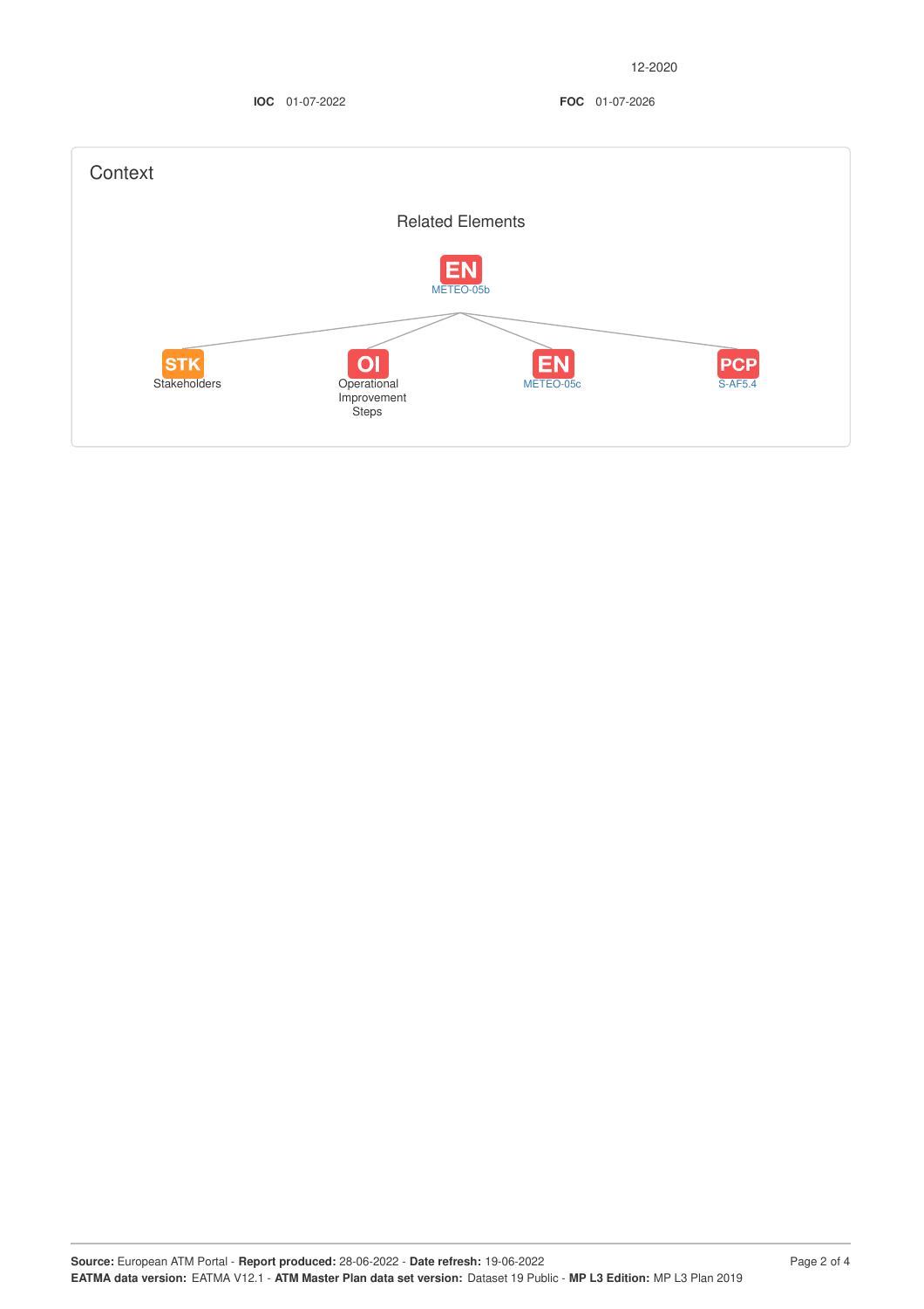12-2020

**IOC** 01-07-2022 **FOC** 01-07-2026

## Context

### Related Elements

EN
METEO-05b

STK
Stakeholders

OI
Operational Improvement Steps

EN
METEO-05c

PCP
S-AF5.4

**Source:** European ATM Portal - **Report produced:** 28-06-2022 - **Date refresh:** 19-06-2022
**EATMA data version:** EATMA V12.1 - **ATM Master Plan data set version:** Dataset 19 Public - **MP L3 Edition:** MP L3 Plan 2019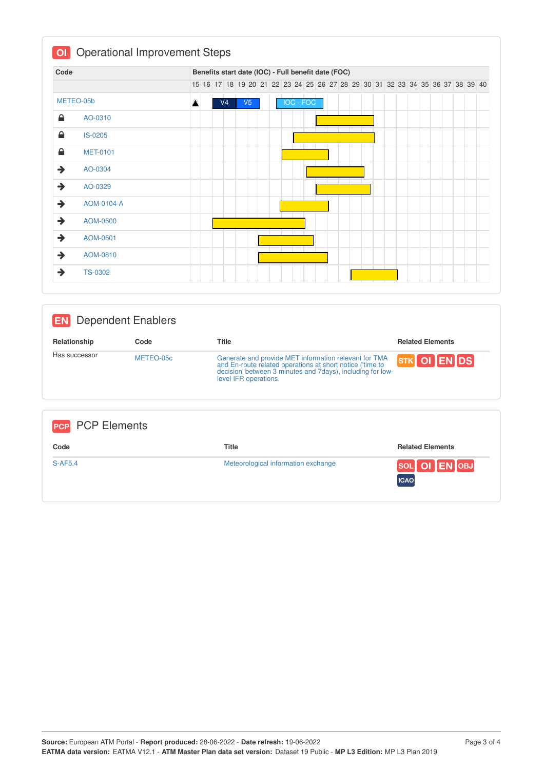## OI Operational Improvement Steps

| Code | | Benefits start date (IOC) - Full benefit date (FOC) |
|---|---|---|
| METEO-05b | | V4 (17–18), V5 (19–20), IOC - FOC (22–25) |
| 🔒 | AO-0310 | 26–30 |
| 🔒 | IS-0205 | 24–30 |
| 🔒 | MET-0101 | 23–26 |
| → | AO-0304 | 25–29 |
| → | AO-0329 | 26–29 |
| → | AOM-0104-A | 23–26 |
| → | AOM-0500 | 17–24 |
| → | AOM-0501 | 21–25 |
| → | AOM-0810 | 21–26 |
| → | TS-0302 | 29–32 |

## EN Dependent Enablers

| Relationship | Code | Title | Related Elements |
|---|---|---|---|
| Has successor | METEO-05c | Generate and provide MET information relevant for TMA and En-route related operations at short notice ('time to decision' between 3 minutes and 7days), including for low-level IFR operations. | STK OI EN DS |

## PCP PCP Elements

| Code | Title | Related Elements |
|---|---|---|
| S-AF5.4 | Meteorological information exchange | SOL OI EN OBJ ICAO |

**Source:** European ATM Portal - **Report produced:** 28-06-2022 - **Date refresh:** 19-06-2022
**EATMA data version:** EATMA V12.1 - **ATM Master Plan data set version:** Dataset 19 Public - **MP L3 Edition:** MP L3 Plan 2019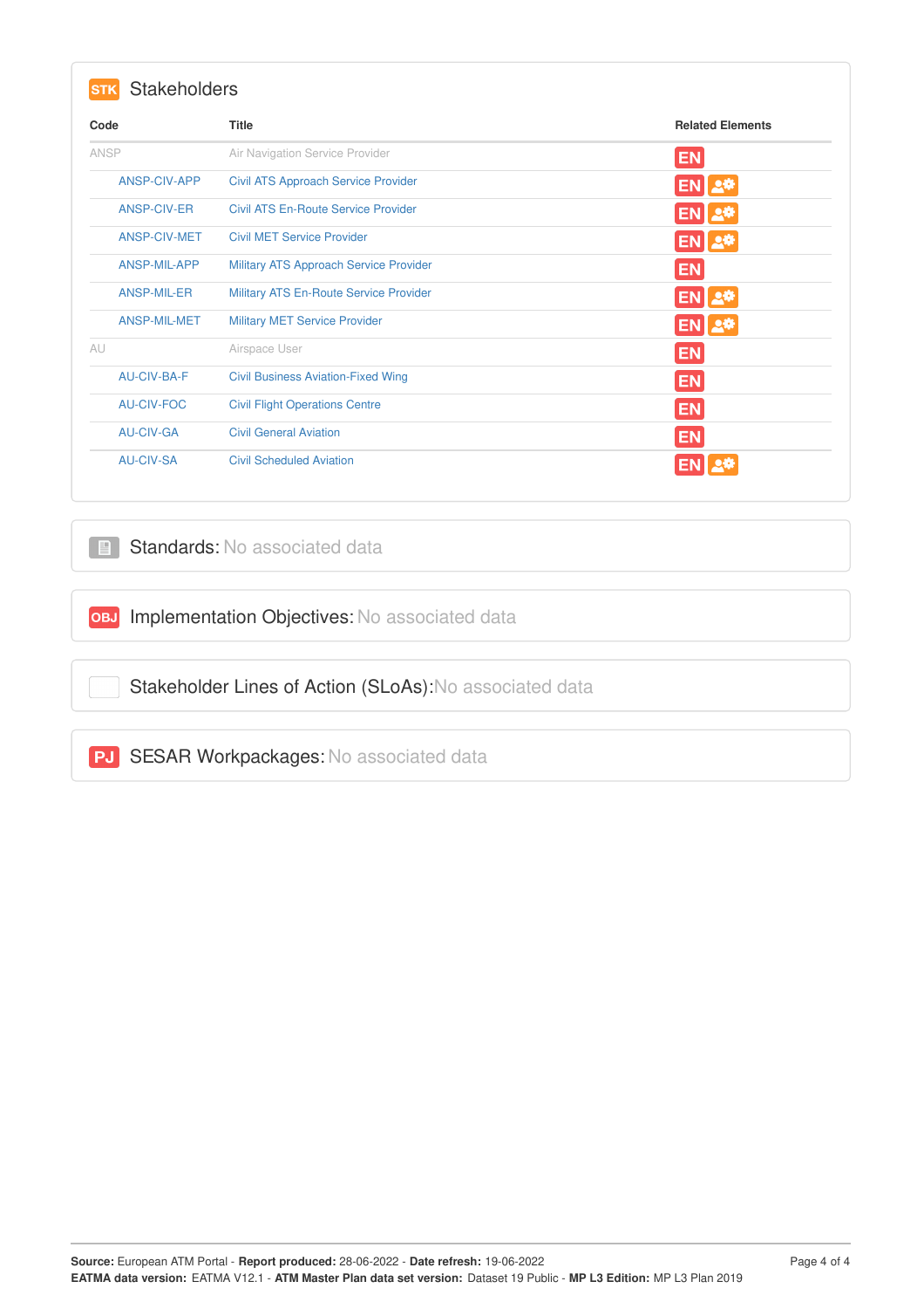## STK Stakeholders

| Code | Title | Related Elements |
|---|---|---|
| ANSP | Air Navigation Service Provider | EN |
| ANSP-CIV-APP | Civil ATS Approach Service Provider | EN |
| ANSP-CIV-ER | Civil ATS En-Route Service Provider | EN |
| ANSP-CIV-MET | Civil MET Service Provider | EN |
| ANSP-MIL-APP | Military ATS Approach Service Provider | EN |
| ANSP-MIL-ER | Military ATS En-Route Service Provider | EN |
| ANSP-MIL-MET | Military MET Service Provider | EN |
| AU | Airspace User | EN |
| AU-CIV-BA-F | Civil Business Aviation-Fixed Wing | EN |
| AU-CIV-FOC | Civil Flight Operations Centre | EN |
| AU-CIV-GA | Civil General Aviation | EN |
| AU-CIV-SA | Civil Scheduled Aviation | EN |

## Standards: No associated data

## OBJ Implementation Objectives: No associated data

## Stakeholder Lines of Action (SLoAs): No associated data

## PJ SESAR Workpackages: No associated data

**Source:** European ATM Portal - **Report produced:** 28-06-2022 - **Date refresh:** 19-06-2022
**EATMA data version:** EATMA V12.1 - **ATM Master Plan data set version:** Dataset 19 Public - **MP L3 Edition:** MP L3 Plan 2019